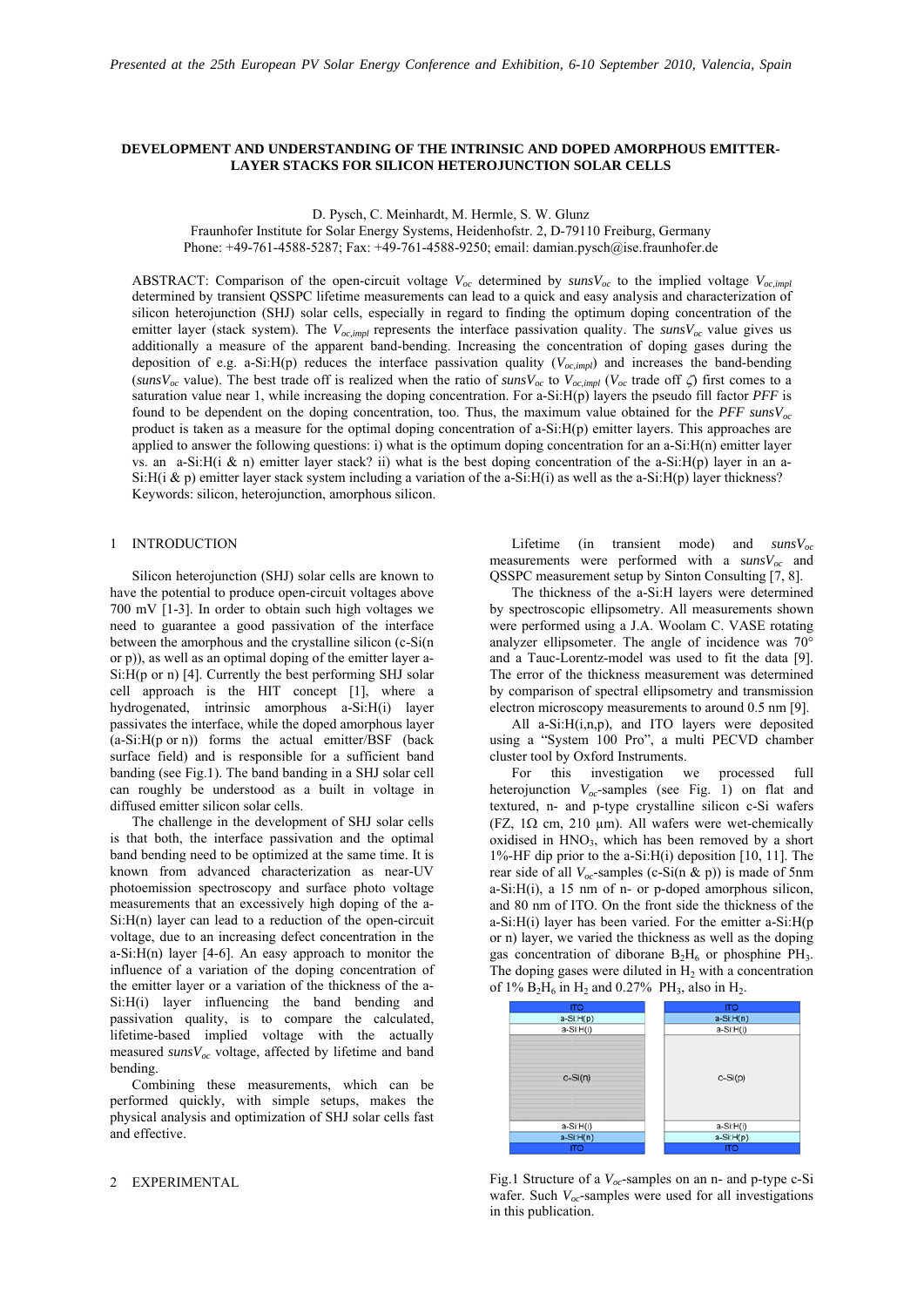# DEVELOPMENT AND UNDERSTANDING OF THE INTRINSIC AND DOPED AMORPHOUS EMITTER-LAYER STACKS FOR SILICON HETEROJUNCTION SOLAR CELLS

D. Pysch, C. Meinhardt, M. Hermle, S. W. Glunz
Fraunhofer Institute for Solar Energy Systems, Heidenhofstr. 2, D-79110 Freiburg, Germany
Phone: +49-761-4588-5287; Fax: +49-761-4588-9250; email: damian.pysch@ise.fraunhofer.de

ABSTRACT: Comparison of the open-circuit voltage $V_{oc}$ determined by *suns*$V_{oc}$ to the implied voltage $V_{oc,impl}$ determined by transient QSSPC lifetime measurements can lead to a quick and easy analysis and characterization of silicon heterojunction (SHJ) solar cells, especially in regard to finding the optimum doping concentration of the emitter layer (stack system). The $V_{oc,impl}$ represents the interface passivation quality. The *suns*$V_{oc}$ value gives us additionally a measure of the apparent band-bending. Increasing the concentration of doping gases during the deposition of e.g. a-Si:H(p) reduces the interface passivation quality ($V_{oc,impl}$) and increases the band-bending (*suns*$V_{oc}$ value). The best trade off is realized when the ratio of *suns*$V_{oc}$ to $V_{oc,impl}$ ($V_{oc}$ trade off $\zeta$) first comes to a saturation value near 1, while increasing the doping concentration. For a-Si:H(p) layers the pseudo fill factor *PFF* is found to be dependent on the doping concentration, too. Thus, the maximum value obtained for the *PFF suns*$V_{oc}$ product is taken as a measure for the optimal doping concentration of a-Si:H(p) emitter layers. This approaches are applied to answer the following questions: i) what is the optimum doping concentration for an a-Si:H(n) emitter layer vs. an a-Si:H(i & n) emitter layer stack? ii) what is the best doping concentration of the a-Si:H(p) layer in an a-Si:H(i & p) emitter layer stack system including a variation of the a-Si:H(i) as well as the a-Si:H(p) layer thickness?
Keywords: silicon, heterojunction, amorphous silicon.

## 1 INTRODUCTION

Silicon heterojunction (SHJ) solar cells are known to have the potential to produce open-circuit voltages above 700 mV [1-3]. In order to obtain such high voltages we need to guarantee a good passivation of the interface between the amorphous and the crystalline silicon (c-Si(n or p)), as well as an optimal doping of the emitter layer a-Si:H(p or n) [4]. Currently the best performing SHJ solar cell approach is the HIT concept [1], where a hydrogenated, intrinsic amorphous a-Si:H(i) layer passivates the interface, while the doped amorphous layer (a-Si:H(p or n)) forms the actual emitter/BSF (back surface field) and is responsible for a sufficient band banding (see Fig.1). The band banding in a SHJ solar cell can roughly be understood as a built in voltage in diffused emitter silicon solar cells.

The challenge in the development of SHJ solar cells is that both, the interface passivation and the optimal band bending need to be optimized at the same time. It is known from advanced characterization as near-UV photoemission spectroscopy and surface photo voltage measurements that an excessively high doping of the a-Si:H(n) layer can lead to a reduction of the open-circuit voltage, due to an increasing defect concentration in the a-Si:H(n) layer [4-6]. An easy approach to monitor the influence of a variation of the doping concentration of the emitter layer or a variation of the thickness of the a-Si:H(i) layer influencing the band bending and passivation quality, is to compare the calculated, lifetime-based implied voltage with the actually measured *suns*$V_{oc}$ voltage, affected by lifetime and band bending.

Combining these measurements, which can be performed quickly, with simple setups, makes the physical analysis and optimization of SHJ solar cells fast and effective.

## 2 EXPERIMENTAL

Lifetime (in transient mode) and *suns*$V_{oc}$ measurements were performed with a *suns*$V_{oc}$ and QSSPC measurement setup by Sinton Consulting [7, 8].

The thickness of the a-Si:H layers were determined by spectroscopic ellipsometry. All measurements shown were performed using a J.A. Woolam C. VASE rotating analyzer ellipsometer. The angle of incidence was 70° and a Tauc-Lorentz-model was used to fit the data [9]. The error of the thickness measurement was determined by comparison of spectral ellipsometry and transmission electron microscopy measurements to around 0.5 nm [9].

All a-Si:H(i,n,p), and ITO layers were deposited using a "System 100 Pro", a multi PECVD chamber cluster tool by Oxford Instruments.

For this investigation we processed full heterojunction $V_{oc}$-samples (see Fig. 1) on flat and textured, n- and p-type crystalline silicon c-Si wafers (FZ, 1Ω cm, 210 µm). All wafers were wet-chemically oxidised in $HNO_3$, which has been removed by a short 1%-HF dip prior to the a-Si:H(i) deposition [10, 11]. The rear side of all $V_{oc}$-samples (c-Si(n & p)) is made of 5nm a-Si:H(i), a 15 nm of n- or p-doped amorphous silicon, and 80 nm of ITO. On the front side the thickness of the a-Si:H(i) layer has been varied. For the emitter a-Si:H(p or n) layer, we varied the thickness as well as the doping gas concentration of diborane $B_2H_6$ or phosphine $PH_3$. The doping gases were diluted in $H_2$ with a concentration of 1% $B_2H_6$ in $H_2$ and 0.27% $PH_3$, also in $H_2$.

| ITO | ITO |
|---|---|
| a-Si:H(p) | a-Si:H(n) |
| a-Si:H(i) | a-Si:H(i) |
| c-Si(n) | c-Si(p) |
| a-Si:H(i) | a-Si:H(i) |
| a-Si:H(n) | a-Si:H(p) |
| ITO | ITO |

Fig.1 Structure of a $V_{oc}$-samples on an n- and p-type c-Si wafer. Such $V_{oc}$-samples were used for all investigations in this publication.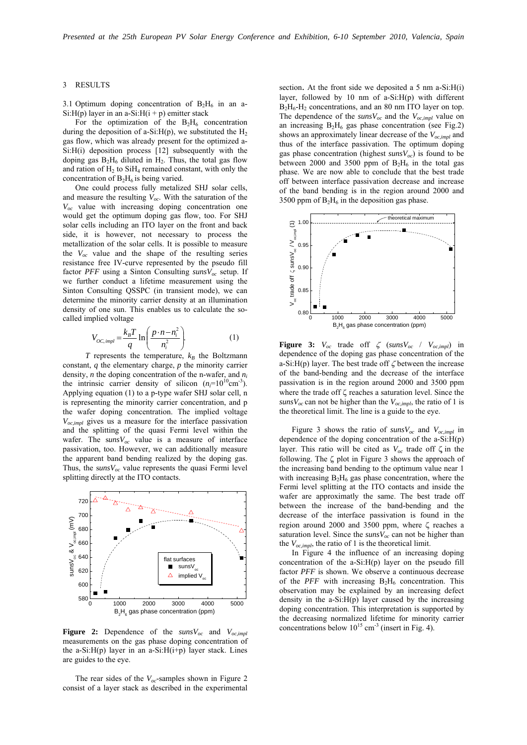## 3 RESULTS

### 3.1 Optimum doping concentration of $B_2H_6$ in an a-Si:H(p) layer in an a-Si:H(i + p) emitter stack

For the optimization of the $B_2H_6$ concentration during the deposition of a-Si:H(p), we substituted the $H_2$ gas flow, which was already present for the optimized a-Si:H(i) deposition process [12] subsequently with the doping gas $B_2H_6$ diluted in $H_2$. Thus, the total gas flow and ration of $H_2$ to $SiH_4$ remained constant, with only the concentration of $B_2H_6$ is being varied.

One could process fully metalized SHJ solar cells, and measure the resulting $V_{oc}$. With the saturation of the $V_{oc}$ value with increasing doping concentration one would get the optimum doping gas flow, too. For SHJ solar cells including an ITO layer on the front and back side, it is however, not necessary to process the metallization of the solar cells. It is possible to measure the $V_{oc}$ value and the shape of the resulting series resistance free IV-curve represented by the pseudo fill factor *PFF* using a Sinton Consulting *sunsV<sub>oc</sub>* setup. If we further conduct a lifetime measurement using the Sinton Consulting QSSPC (in transient mode), we can determine the minority carrier density at an illumination density of one sun. This enables us to calculate the so-called implied voltage

$$V_{OC,\,impl} = \frac{k_B T}{q} \ln\left(\frac{p \cdot n - n_i^2}{n_i^2}\right). \qquad (1)$$

$T$ represents the temperature, $k_B$ the Boltzmann constant, $q$ the elementary charge, $p$ the minority carrier density, $n$ the doping concentration of the n-wafer, and $n_i$ the intrinsic carrier density of silicon ($n_i = 10^{10}\text{cm}^{-3}$). Applying equation (1) to a p-type wafer SHJ solar cell, n is representing the minority carrier concentration, and p the wafer doping concentration. The implied voltage $V_{oc,impl}$ gives us a measure for the interface passivation and the splitting of the quasi Fermi level within the wafer. The *sunsV<sub>oc</sub>* value is a measure of interface passivation, too. However, we can additionally measure the apparent band bending realized by the doping gas. Thus, the *sunsV<sub>oc</sub>* value represents the quasi Fermi level splitting directly at the ITO contacts.

**Figure 2:** Dependence of the *sunsV<sub>oc</sub>* and $V_{oc,impl}$ measurements on the gas phase doping concentration of the a-Si:H(p) layer in an a-Si:H(i+p) layer stack. Lines are guides to the eye.

The rear sides of the $V_{oc}$-samples shown in Figure 2 consist of a layer stack as described in the experimental section. At the front side we deposited a 5 nm a-Si:H(i) layer, followed by 10 nm of a-Si:H(p) with different $B_2H_6$-$H_2$ concentrations, and an 80 nm ITO layer on top. The dependence of the *sunsV<sub>oc</sub>* and the $V_{oc,impl}$ value on an increasing $B_2H_6$ gas phase concentration (see Fig.2) shows an approximately linear decrease of the $V_{oc,impl}$ and thus of the interface passivation. The optimum doping gas phase concentration (highest *sunsV<sub>oc</sub>*) is found to be between 2000 and 3500 ppm of $B_2H_6$ in the total gas phase. We are now able to conclude that the best trade off between interface passivation decrease and increase of the band bending is in the region around 2000 and 3500 ppm of $B_2H_6$ in the deposition gas phase.

**Figure 3:** $V_{oc}$ trade off $\zeta$ (*sunsV<sub>oc</sub>* / $V_{oc,impl}$) in dependence of the doping gas phase concentration of the a-Si:H(p) layer. The best trade off $\zeta$ between the increase of the band-bending and the decrease of the interface passivation is in the region around 2000 and 3500 ppm where the trade off $\zeta$ reaches a saturation level. Since the *sunsV<sub>oc</sub>* can not be higher than the $V_{oc,impl}$, the ratio of 1 is the theoretical limit. The line is a guide to the eye.

Figure 3 shows the ratio of *sunsV<sub>oc</sub>* and $V_{oc,impl}$ in dependence of the doping concentration of the a-Si:H(p) layer. This ratio will be cited as $V_{oc}$ trade off $\zeta$ in the following. The $\zeta$ plot in Figure 3 shows the approach of the increasing band bending to the optimum value near 1 with increasing $B_2H_6$ gas phase concentration, where the Fermi level splitting at the ITO contacts and inside the wafer are approximatly the same. The best trade off between the increase of the band-bending and the decrease of the interface passivation is found in the region around 2000 and 3500 ppm, where $\zeta$ reaches a saturation level. Since the *sunsV<sub>oc</sub>* can not be higher than the $V_{oc,impl}$, the ratio of 1 is the theoretical limit.

In Figure 4 the influence of an increasing doping concentration of the a-Si:H(p) layer on the pseudo fill factor *PFF* is shown. We observe a continuous decrease of the *PFF* with increasing $B_2H_6$ concentration. This observation may be explained by an increasing defect density in the a-Si:H(p) layer caused by the increasing doping concentration. This interpretation is supported by the decreasing normalized lifetime for minority carrier concentrations below $10^{15}$ $\text{cm}^{-3}$ (insert in Fig. 4).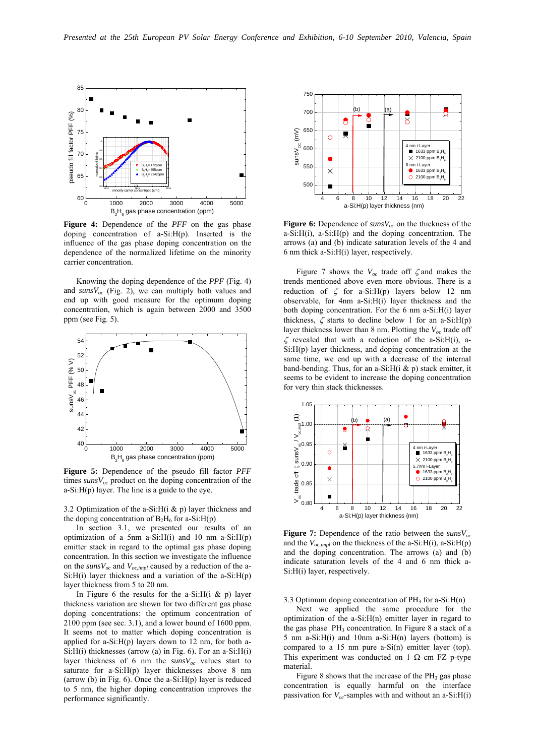**Figure 4:** Dependence of the *PFF* on the gas phase doping concentration of a-Si:H(p). Inserted is the influence of the gas phase doping concentration on the dependence of the normalized lifetime on the minority carrier concentration.

Knowing the doping dependence of the *PPF* (Fig. 4) and *sunsV*$_{oc}$ (Fig. 2), we can multiply both values and end up with good measure for the optimum doping concentration, which is again between 2000 and 3500 ppm (see Fig. 5).

**Figure 5:** Dependence of the pseudo fill factor *PFF* times *sunsV*$_{oc}$ product on the doping concentration of the a-Si:H(p) layer. The line is a guide to the eye.

3.2 Optimization of the a-Si:H(i & p) layer thickness and the doping concentration of $B_2H_6$ for a-Si:H(p)

In section 3.1, we presented our results of an optimization of a 5nm a-Si:H(i) and 10 nm a-Si:H(p) emitter stack in regard to the optimal gas phase doping concentration. In this section we investigate the influence on the *sunsV*$_{oc}$ and $V_{oc,impl}$ caused by a reduction of the a-Si:H(i) layer thickness and a variation of the a-Si:H(p) layer thickness from 5 to 20 nm.

In Figure 6 the results for the a-Si:H(i & p) layer thickness variation are shown for two different gas phase doping concentrations: the optimum concentration of 2100 ppm (see sec. 3.1), and a lower bound of 1600 ppm. It seems not to matter which doping concentration is applied for a-Si:H(p) layers down to 12 nm, for both a-Si:H(i) thicknesses (arrow (a) in Fig. 6). For an a-Si:H(i) layer thickness of 6 nm the *sunsV*$_{oc}$ values start to saturate for a-Si:H(p) layer thicknesses above 8 nm (arrow (b) in Fig. 6). Once the a-Si:H(p) layer is reduced to 5 nm, the higher doping concentration improves the performance significantly.

**Figure 6:** Dependence of *sunsV*$_{oc}$ on the thickness of the a-Si:H(i), a-Si:H(p) and the doping concentration. The arrows (a) and (b) indicate saturation levels of the 4 and 6 nm thick a-Si:H(i) layer, respectively.

Figure 7 shows the $V_{oc}$ trade off $\zeta$ and makes the trends mentioned above even more obvious. There is a reduction of $\zeta$ for a-Si:H(p) layers below 12 nm observable, for 4nm a-Si:H(i) layer thickness and the both doping concentration. For the 6 nm a-Si:H(i) layer thickness, $\zeta$ starts to decline below 1 for an a-Si:H(p) layer thickness lower than 8 nm. Plotting the $V_{oc}$ trade off $\zeta$ revealed that with a reduction of the a-Si:H(i), a-Si:H(p) layer thickness, and doping concentration at the same time, we end up with a decrease of the internal band-bending. Thus, for an a-Si:H(i & p) stack emitter, it seems to be evident to increase the doping concentration for very thin stack thicknesses.

**Figure 7:** Dependence of the ratio between the *sunsV*$_{oc}$ and the $V_{oc,impl}$ on the thickness of the a-Si:H(i), a-Si:H(p) and the doping concentration. The arrows (a) and (b) indicate saturation levels of the 4 and 6 nm thick a-Si:H(i) layer, respectively.

3.3 Optimum doping concentration of $PH_3$ for a-Si:H(n)

Next we applied the same procedure for the optimization of the a-Si:H(n) emitter layer in regard to the gas phase $PH_3$ concentration. In Figure 8 a stack of a 5 nm a-Si:H(i) and 10nm a-Si:H(n) layers (bottom) is compared to a 15 nm pure a-Si(n) emitter layer (top). This experiment was conducted on 1 Ω cm FZ p-type material.

Figure 8 shows that the increase of the $PH_3$ gas phase concentration is equally harmful on the interface passivation for $V_{oc}$-samples with and without an a-Si:H(i)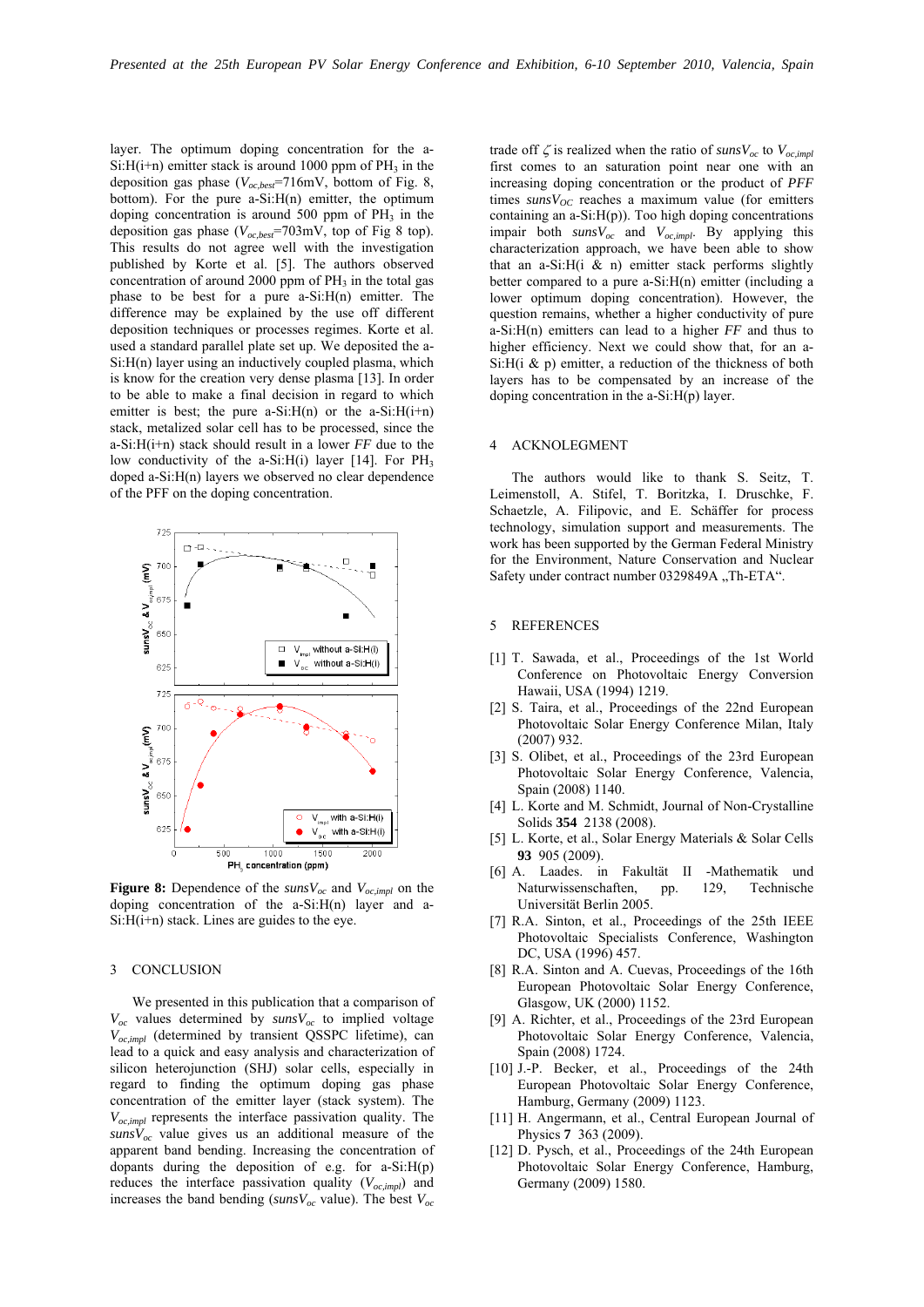layer. The optimum doping concentration for the a-Si:H(i+n) emitter stack is around 1000 ppm of $PH_3$ in the deposition gas phase ($V_{oc,best}$=716mV, bottom of Fig. 8, bottom). For the pure a-Si:H(n) emitter, the optimum doping concentration is around 500 ppm of $PH_3$ in the deposition gas phase ($V_{oc,best}$=703mV, top of Fig 8 top). This results do not agree well with the investigation published by Korte et al. [5]. The authors observed concentration of around 2000 ppm of $PH_3$ in the total gas phase to be best for a pure a-Si:H(n) emitter. The difference may be explained by the use off different deposition techniques or processes regimes. Korte et al. used a standard parallel plate set up. We deposited the a-Si:H(n) layer using an inductively coupled plasma, which is know for the creation very dense plasma [13]. In order to be able to make a final decision in regard to which emitter is best; the pure a-Si:H(n) or the a-Si:H(i+n) stack, metalized solar cell has to be processed, since the a-Si:H(i+n) stack should result in a lower *FF* due to the low conductivity of the a-Si:H(i) layer [14]. For $PH_3$ doped a-Si:H(n) layers we observed no clear dependence of the PFF on the doping concentration.

**Figure 8:** Dependence of the $sunsV_{oc}$ and $V_{oc,impl}$ on the doping concentration of the a-Si:H(n) layer and a-Si:H(i+n) stack. Lines are guides to the eye.

## 3 CONCLUSION

We presented in this publication that a comparison of $V_{oc}$ values determined by $sunsV_{oc}$ to implied voltage $V_{oc,impl}$ (determined by transient QSSPC lifetime), can lead to a quick and easy analysis and characterization of silicon heterojunction (SHJ) solar cells, especially in regard to finding the optimum doping gas phase concentration of the emitter layer (stack system). The $V_{oc,impl}$ represents the interface passivation quality. The $sunsV_{oc}$ value gives us an additional measure of the apparent band bending. Increasing the concentration of dopants during the deposition of e.g. for a-Si:H(p) reduces the interface passivation quality ($V_{oc,impl}$) and increases the band bending ($sunsV_{oc}$ value). The best $V_{oc}$ trade off $\zeta$ is realized when the ratio of $sunsV_{oc}$ to $V_{oc,impl}$ first comes to an saturation point near one with an increasing doping concentration or the product of *PFF* times $sunsV_{OC}$ reaches a maximum value (for emitters containing an a-Si:H(p)). Too high doping concentrations impair both $sunsV_{oc}$ and $V_{oc,impl}$. By applying this characterization approach, we have been able to show that an a-Si:H(i & n) emitter stack performs slightly better compared to a pure a-Si:H(n) emitter (including a lower optimum doping concentration). However, the question remains, whether a higher conductivity of pure a-Si:H(n) emitters can lead to a higher *FF* and thus to higher efficiency. Next we could show that, for an a-Si:H(i & p) emitter, a reduction of the thickness of both layers has to be compensated by an increase of the doping concentration in the a-Si:H(p) layer.

## 4 ACKNOLEGMENT

The authors would like to thank S. Seitz, T. Leimenstoll, A. Stifel, T. Boritzka, I. Druschke, F. Schaetzle, A. Filipovic, and E. Schäffer for process technology, simulation support and measurements. The work has been supported by the German Federal Ministry for the Environment, Nature Conservation and Nuclear Safety under contract number 0329849A „Th-ETA".

## 5 REFERENCES

[1] T. Sawada, et al., Proceedings of the 1st World Conference on Photovoltaic Energy Conversion Hawaii, USA (1994) 1219.

[2] S. Taira, et al., Proceedings of the 22nd European Photovoltaic Solar Energy Conference Milan, Italy (2007) 932.

[3] S. Olibet, et al., Proceedings of the 23rd European Photovoltaic Solar Energy Conference, Valencia, Spain (2008) 1140.

[4] L. Korte and M. Schmidt, Journal of Non-Crystalline Solids **354** 2138 (2008).

[5] L. Korte, et al., Solar Energy Materials & Solar Cells **93** 905 (2009).

[6] A. Laades. in Fakultät II -Mathematik und Naturwissenschaften, pp. 129, Technische Universität Berlin 2005.

[7] R.A. Sinton, et al., Proceedings of the 25th IEEE Photovoltaic Specialists Conference, Washington DC, USA (1996) 457.

[8] R.A. Sinton and A. Cuevas, Proceedings of the 16th European Photovoltaic Solar Energy Conference, Glasgow, UK (2000) 1152.

[9] A. Richter, et al., Proceedings of the 23rd European Photovoltaic Solar Energy Conference, Valencia, Spain (2008) 1724.

[10] J.-P. Becker, et al., Proceedings of the 24th European Photovoltaic Solar Energy Conference, Hamburg, Germany (2009) 1123.

[11] H. Angermann, et al., Central European Journal of Physics **7** 363 (2009).

[12] D. Pysch, et al., Proceedings of the 24th European Photovoltaic Solar Energy Conference, Hamburg, Germany (2009) 1580.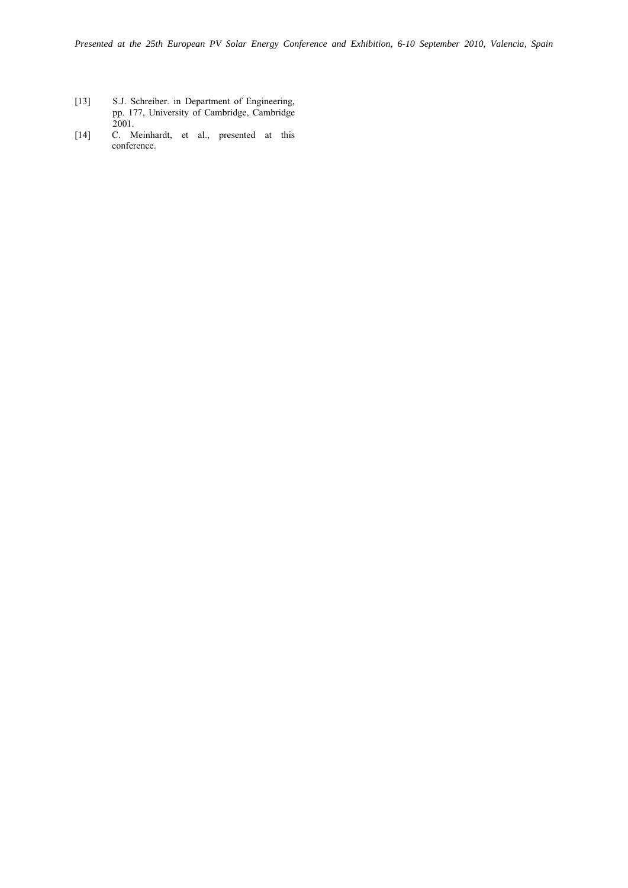[13] S.J. Schreiber. in Department of Engineering, pp. 177, University of Cambridge, Cambridge 2001.

[14] C. Meinhardt, et al., presented at this conference.